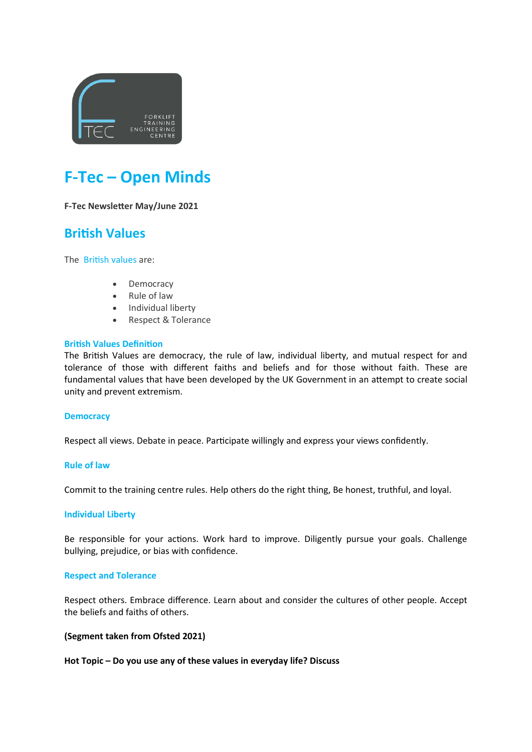# F-Tec – Open Minds

**F-Tec Newsletter May/June 2021**

## British Values

The British values are:

- Democracy
- Rule of law
- Individual liberty
- Respect & Tolerance

### British Values Definition

The British Values are democracy, the rule of law, individual liberty, and mutual respect for and tolerance of those with different faiths and beliefs and for those without faith. These are fundamental values that have been developed by the UK Government in an attempt to create social unity and prevent extremism.

### Democracy

Respect all views. Debate in peace. Participate willingly and express your views confidently.

### Rule of law

Commit to the training centre rules. Help others do the right thing, Be honest, truthful, and loyal.

### Individual Liberty

Be responsible for your actions. Work hard to improve. Diligently pursue your goals. Challenge bullying, prejudice, or bias with confidence.

### Respect and Tolerance

Respect others. Embrace difference. Learn about and consider the cultures of other people. Accept the beliefs and faiths of others.

**(Segment taken from Ofsted 2021)**

**Hot Topic – Do you use any of these values in everyday life? Discuss**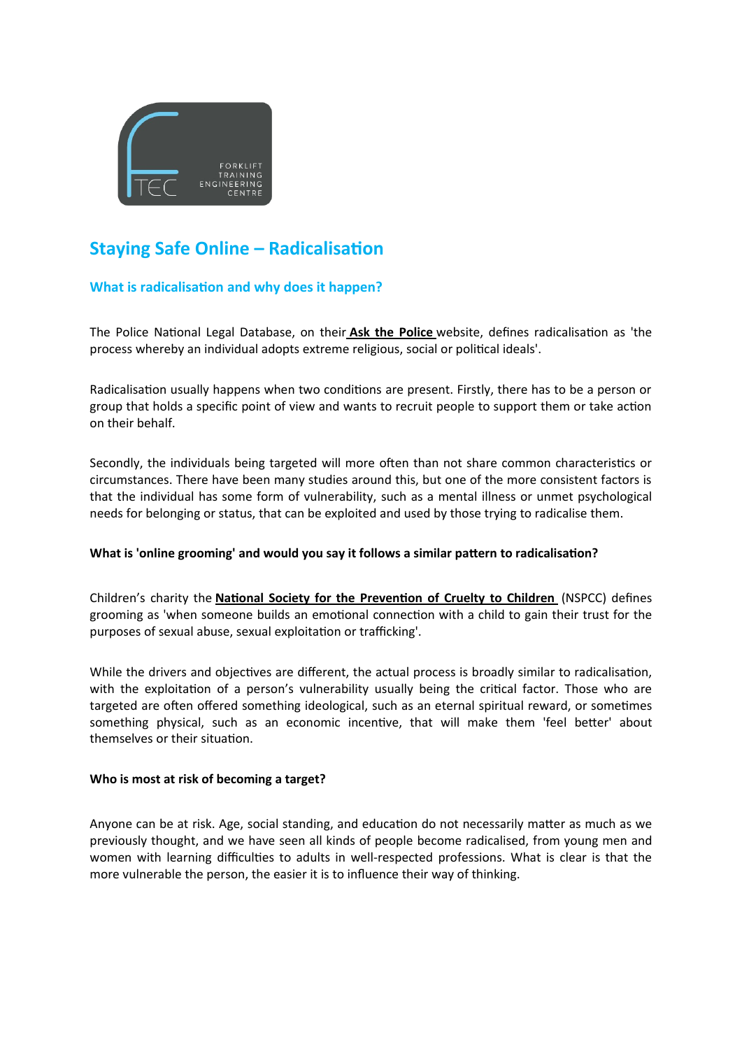## Staying Safe Online – Radicalisation

### What is radicalisation and why does it happen?

The Police National Legal Database, on their **Ask the Police** website, defines radicalisation as 'the process whereby an individual adopts extreme religious, social or political ideals'.

Radicalisation usually happens when two conditions are present. Firstly, there has to be a person or group that holds a specific point of view and wants to recruit people to support them or take action on their behalf.

Secondly, the individuals being targeted will more often than not share common characteristics or circumstances. There have been many studies around this, but one of the more consistent factors is that the individual has some form of vulnerability, such as a mental illness or unmet psychological needs for belonging or status, that can be exploited and used by those trying to radicalise them.

**What is 'online grooming' and would you say it follows a similar pattern to radicalisation?**

Children's charity the **National Society for the Prevention of Cruelty to Children** (NSPCC) defines grooming as 'when someone builds an emotional connection with a child to gain their trust for the purposes of sexual abuse, sexual exploitation or trafficking'.

While the drivers and objectives are different, the actual process is broadly similar to radicalisation, with the exploitation of a person's vulnerability usually being the critical factor. Those who are targeted are often offered something ideological, such as an eternal spiritual reward, or sometimes something physical, such as an economic incentive, that will make them 'feel better' about themselves or their situation.

**Who is most at risk of becoming a target?**

Anyone can be at risk. Age, social standing, and education do not necessarily matter as much as we previously thought, and we have seen all kinds of people become radicalised, from young men and women with learning difficulties to adults in well-respected professions. What is clear is that the more vulnerable the person, the easier it is to influence their way of thinking.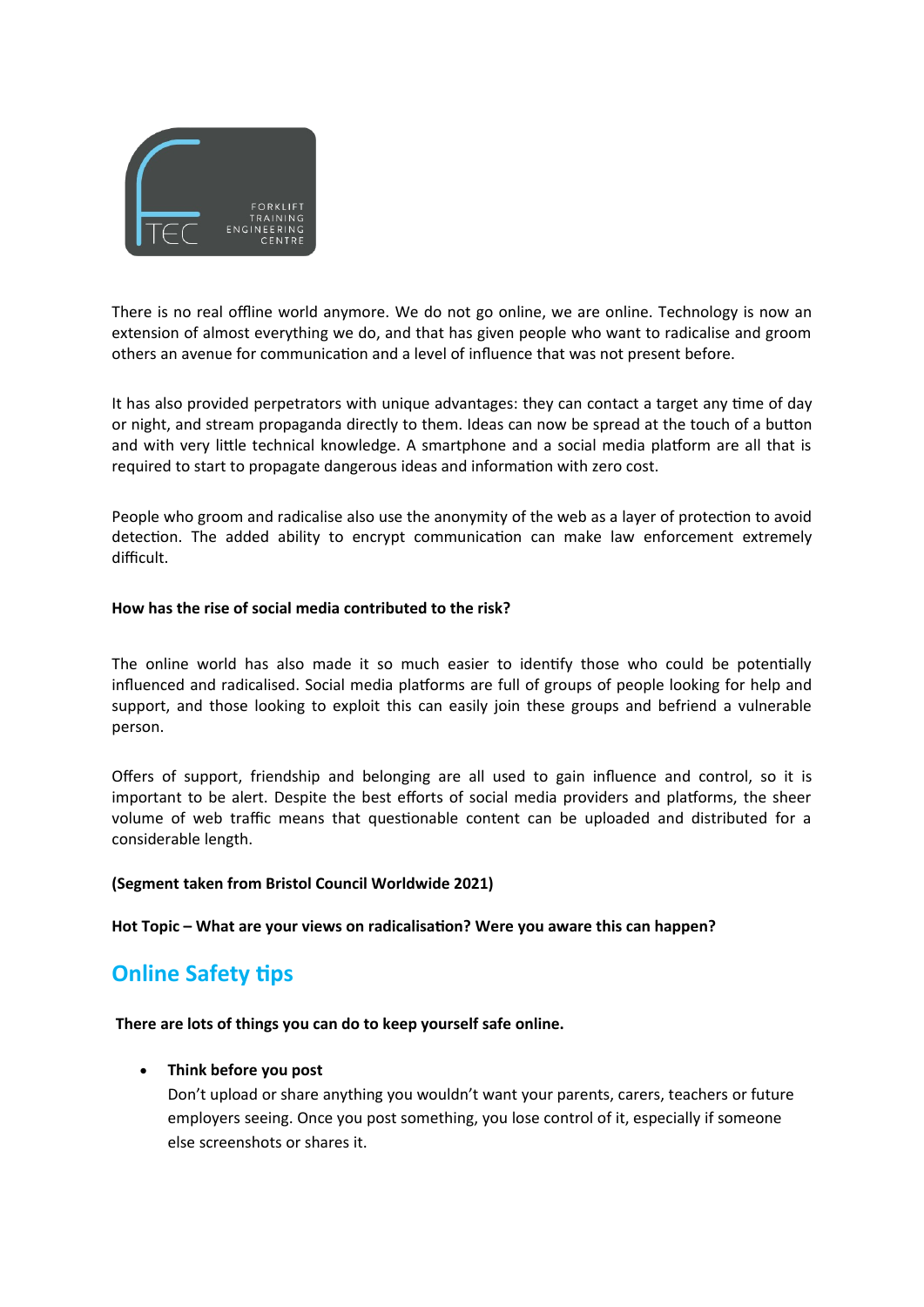There is no real offline world anymore. We do not go online, we are online. Technology is now an extension of almost everything we do, and that has given people who want to radicalise and groom others an avenue for communication and a level of influence that was not present before.

It has also provided perpetrators with unique advantages: they can contact a target any time of day or night, and stream propaganda directly to them. Ideas can now be spread at the touch of a button and with very little technical knowledge. A smartphone and a social media platform are all that is required to start to propagate dangerous ideas and information with zero cost.

People who groom and radicalise also use the anonymity of the web as a layer of protection to avoid detection. The added ability to encrypt communication can make law enforcement extremely difficult.

**How has the rise of social media contributed to the risk?**

The online world has also made it so much easier to identify those who could be potentially influenced and radicalised. Social media platforms are full of groups of people looking for help and support, and those looking to exploit this can easily join these groups and befriend a vulnerable person.

Offers of support, friendship and belonging are all used to gain influence and control, so it is important to be alert. Despite the best efforts of social media providers and platforms, the sheer volume of web traffic means that questionable content can be uploaded and distributed for a considerable length.

**(Segment taken from Bristol Council Worldwide 2021)**

**Hot Topic – What are your views on radicalisation? Were you aware this can happen?**

## Online Safety tips

**There are lots of things you can do to keep yourself safe online.**

- **Think before you post**
  Don't upload or share anything you wouldn't want your parents, carers, teachers or future employers seeing. Once you post something, you lose control of it, especially if someone else screenshots or shares it.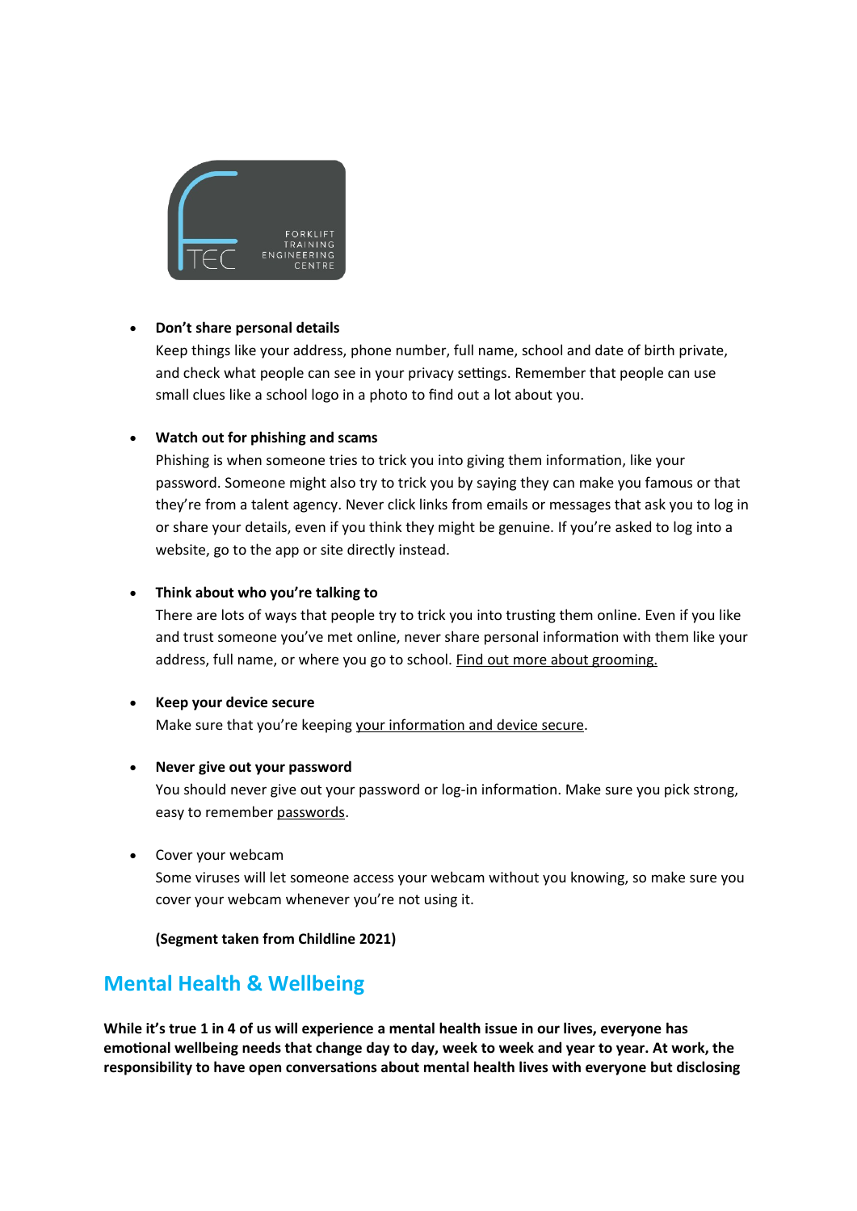- **Don't share personal details**
  Keep things like your address, phone number, full name, school and date of birth private, and check what people can see in your privacy settings. Remember that people can use small clues like a school logo in a photo to find out a lot about you.

- **Watch out for phishing and scams**
  Phishing is when someone tries to trick you into giving them information, like your password. Someone might also try to trick you by saying they can make you famous or that they're from a talent agency. Never click links from emails or messages that ask you to log in or share your details, even if you think they might be genuine. If you're asked to log into a website, go to the app or site directly instead.

- **Think about who you're talking to**
  There are lots of ways that people try to trick you into trusting them online. Even if you like and trust someone you've met online, never share personal information with them like your address, full name, or where you go to school. Find out more about grooming.

- **Keep your device secure**
  Make sure that you're keeping your information and device secure.

- **Never give out your password**
  You should never give out your password or log-in information. Make sure you pick strong, easy to remember passwords.

- Cover your webcam
  Some viruses will let someone access your webcam without you knowing, so make sure you cover your webcam whenever you're not using it.

**(Segment taken from Childline 2021)**

## Mental Health & Wellbeing

**While it's true 1 in 4 of us will experience a mental health issue in our lives, everyone has emotional wellbeing needs that change day to day, week to week and year to year. At work, the responsibility to have open conversations about mental health lives with everyone but disclosing**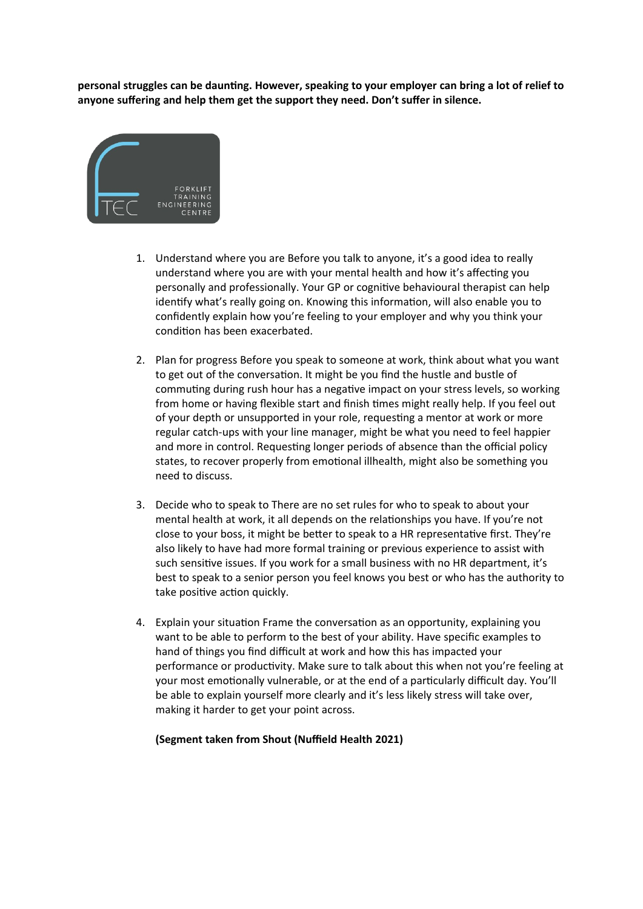**personal struggles can be daunting. However, speaking to your employer can bring a lot of relief to anyone suffering and help them get the support they need. Don't suffer in silence.**

1. Understand where you are Before you talk to anyone, it's a good idea to really understand where you are with your mental health and how it's affecting you personally and professionally. Your GP or cognitive behavioural therapist can help identify what's really going on. Knowing this information, will also enable you to confidently explain how you're feeling to your employer and why you think your condition has been exacerbated.

2. Plan for progress Before you speak to someone at work, think about what you want to get out of the conversation. It might be you find the hustle and bustle of commuting during rush hour has a negative impact on your stress levels, so working from home or having flexible start and finish times might really help. If you feel out of your depth or unsupported in your role, requesting a mentor at work or more regular catch-ups with your line manager, might be what you need to feel happier and more in control. Requesting longer periods of absence than the official policy states, to recover properly from emotional illhealth, might also be something you need to discuss.

3. Decide who to speak to There are no set rules for who to speak to about your mental health at work, it all depends on the relationships you have. If you're not close to your boss, it might be better to speak to a HR representative first. They're also likely to have had more formal training or previous experience to assist with such sensitive issues. If you work for a small business with no HR department, it's best to speak to a senior person you feel knows you best or who has the authority to take positive action quickly.

4. Explain your situation Frame the conversation as an opportunity, explaining you want to be able to perform to the best of your ability. Have specific examples to hand of things you find difficult at work and how this has impacted your performance or productivity. Make sure to talk about this when not you're feeling at your most emotionally vulnerable, or at the end of a particularly difficult day. You'll be able to explain yourself more clearly and it's less likely stress will take over, making it harder to get your point across.

**(Segment taken from Shout (Nuffield Health 2021)**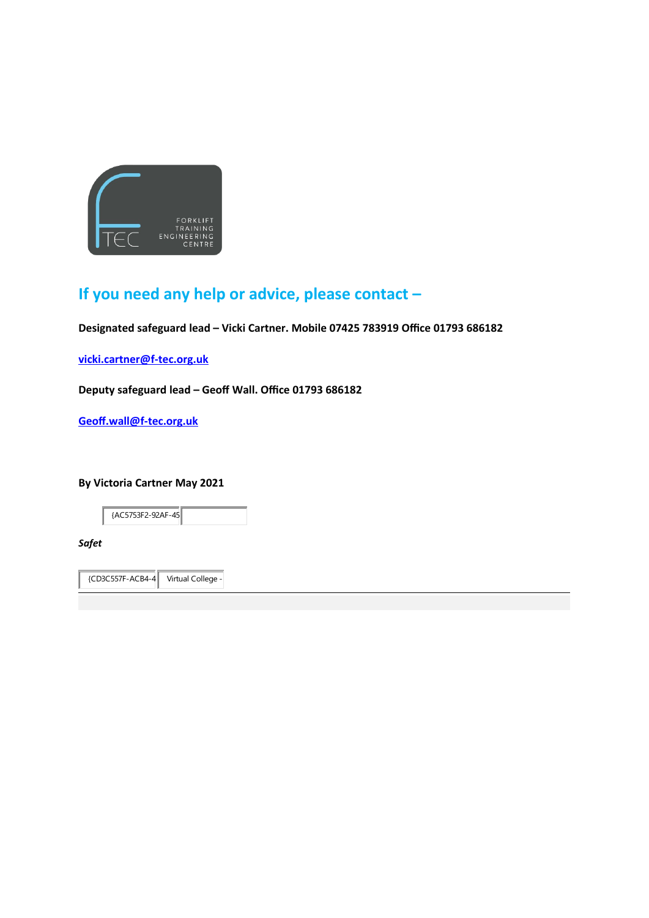## If you need any help or advice, please contact –

**Designated safeguard lead – Vicki Cartner. Mobile 07425 783919 Office 01793 686182**

**[vicki.cartner@f-tec.org.uk](mailto:vicki.cartner@f-tec.org.uk)**

**Deputy safeguard lead – Geoff Wall. Office 01793 686182**

**[Geoff.wall@f-tec.org.uk](mailto:Geoff.wall@f-tec.org.uk)**

**By Victoria Cartner May 2021**

| | |
|---|---|
| {AC5753F2-92AF-45 | |

***Safet***

| | |
|---|---|
| {CD3C557F-ACB4-4 | Virtual College - |